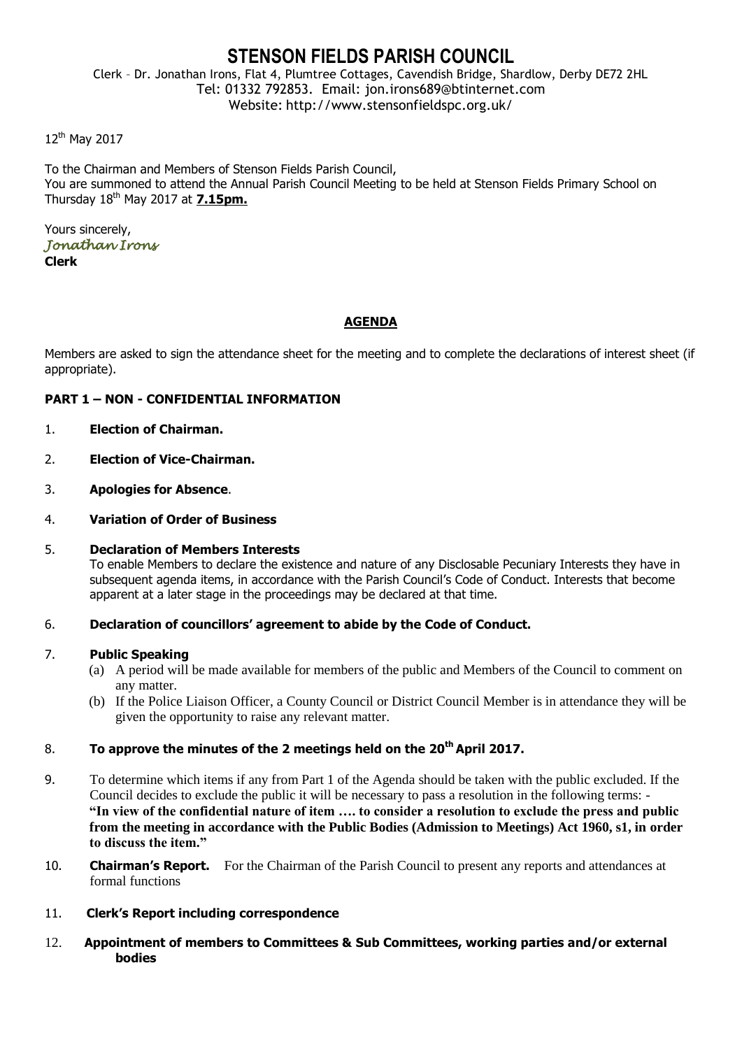# STENSON FIELDS PARISH COUNCIL

Clerk – Dr. Jonathan Irons, Flat 4, Plumtree Cottages, Cavendish Bridge, Shardlow, Derby DE72 2HL
Tel: 01332 792853. Email: jon.irons689@btinternet.com
Website: http://www.stensonfieldspc.org.uk/

12th May 2017

To the Chairman and Members of Stenson Fields Parish Council,
You are summoned to attend the Annual Parish Council Meeting to be held at Stenson Fields Primary School on Thursday 18th May 2017 at **7.15pm.**

Yours sincerely,
*Jonathan Irons*
**Clerk**

## AGENDA

Members are asked to sign the attendance sheet for the meeting and to complete the declarations of interest sheet (if appropriate).

### PART 1 – NON - CONFIDENTIAL INFORMATION

1. **Election of Chairman.**

2. **Election of Vice-Chairman.**

3. **Apologies for Absence**.

4. **Variation of Order of Business**

5. **Declaration of Members Interests**
   To enable Members to declare the existence and nature of any Disclosable Pecuniary Interests they have in subsequent agenda items, in accordance with the Parish Council's Code of Conduct. Interests that become apparent at a later stage in the proceedings may be declared at that time.

6. **Declaration of councillors' agreement to abide by the Code of Conduct.**

7. **Public Speaking**
   (a) A period will be made available for members of the public and Members of the Council to comment on any matter.
   (b) If the Police Liaison Officer, a County Council or District Council Member is in attendance they will be given the opportunity to raise any relevant matter.

8. **To approve the minutes of the 2 meetings held on the 20th April 2017.**

9. To determine which items if any from Part 1 of the Agenda should be taken with the public excluded. If the Council decides to exclude the public it will be necessary to pass a resolution in the following terms: - **"In view of the confidential nature of item …. to consider a resolution to exclude the press and public from the meeting in accordance with the Public Bodies (Admission to Meetings) Act 1960, s1, in order to discuss the item."**

10. **Chairman's Report.** For the Chairman of the Parish Council to present any reports and attendances at formal functions

11. **Clerk's Report including correspondence**

12. **Appointment of members to Committees & Sub Committees, working parties and/or external bodies**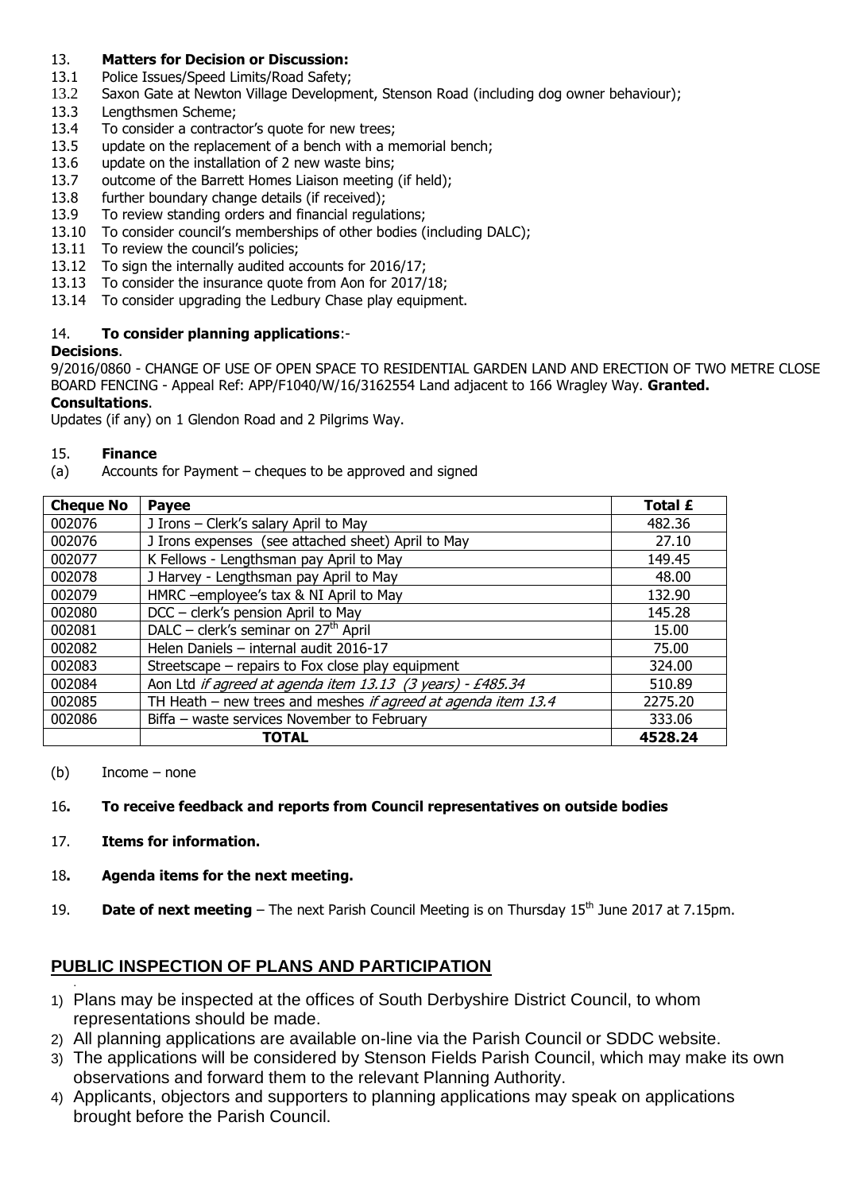13. **Matters for Decision or Discussion:**

13.1 Police Issues/Speed Limits/Road Safety;
13.2 Saxon Gate at Newton Village Development, Stenson Road (including dog owner behaviour);
13.3 Lengthsmen Scheme;
13.4 To consider a contractor's quote for new trees;
13.5 update on the replacement of a bench with a memorial bench;
13.6 update on the installation of 2 new waste bins;
13.7 outcome of the Barrett Homes Liaison meeting (if held);
13.8 further boundary change details (if received);
13.9 To review standing orders and financial regulations;
13.10 To consider council's memberships of other bodies (including DALC);
13.11 To review the council's policies;
13.12 To sign the internally audited accounts for 2016/17;
13.13 To consider the insurance quote from Aon for 2017/18;
13.14 To consider upgrading the Ledbury Chase play equipment.

14. **To consider planning applications**:-

**Decisions**.

9/2016/0860 - CHANGE OF USE OF OPEN SPACE TO RESIDENTIAL GARDEN LAND AND ERECTION OF TWO METRE CLOSE BOARD FENCING - Appeal Ref: APP/F1040/W/16/3162554 Land adjacent to 166 Wragley Way. **Granted.**

**Consultations**.

Updates (if any) on 1 Glendon Road and 2 Pilgrims Way.

15. **Finance**

(a) Accounts for Payment – cheques to be approved and signed

| Cheque No | Payee | Total £ |
|---|---|---|
| 002076 | J Irons – Clerk's salary April to May | 482.36 |
| 002076 | J Irons expenses (see attached sheet) April to May | 27.10 |
| 002077 | K Fellows - Lengthsman pay April to May | 149.45 |
| 002078 | J Harvey - Lengthsman pay April to May | 48.00 |
| 002079 | HMRC –employee's tax & NI April to May | 132.90 |
| 002080 | DCC – clerk's pension April to May | 145.28 |
| 002081 | DALC – clerk's seminar on 27th April | 15.00 |
| 002082 | Helen Daniels – internal audit 2016-17 | 75.00 |
| 002083 | Streetscape – repairs to Fox close play equipment | 324.00 |
| 002084 | Aon Ltd *if agreed at agenda item 13.13 (3 years) - £485.34* | 510.89 |
| 002085 | TH Heath – new trees and meshes *if agreed at agenda item 13.4* | 2275.20 |
| 002086 | Biffa – waste services November to February | 333.06 |
| | **TOTAL** | **4528.24** |

(b) Income – none

16**. To receive feedback and reports from Council representatives on outside bodies**

17. **Items for information.**

18**. Agenda items for the next meeting.**

19. **Date of next meeting** – The next Parish Council Meeting is on Thursday 15th June 2017 at 7.15pm.

## PUBLIC INSPECTION OF PLANS AND PARTICIPATION

1) Plans may be inspected at the offices of South Derbyshire District Council, to whom representations should be made.
2) All planning applications are available on-line via the Parish Council or SDDC website.
3) The applications will be considered by Stenson Fields Parish Council, which may make its own observations and forward them to the relevant Planning Authority.
4) Applicants, objectors and supporters to planning applications may speak on applications brought before the Parish Council.